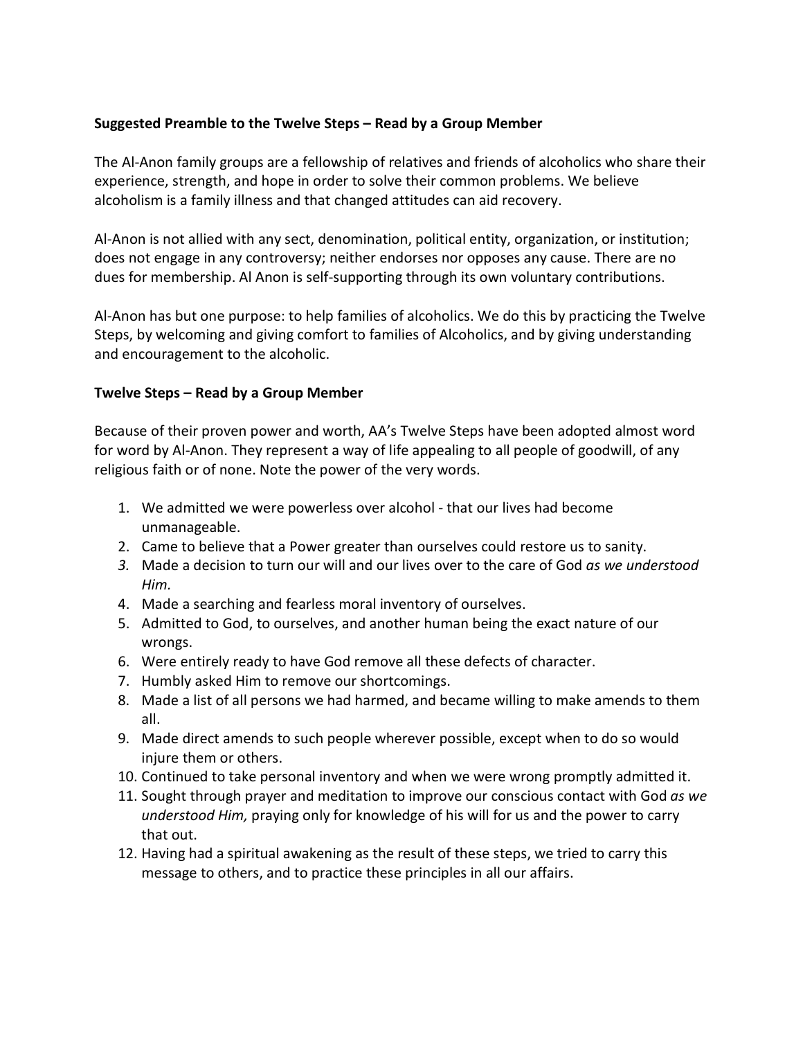**Suggested Preamble to the Twelve Steps – Read by a Group Member**

The Al-Anon family groups are a fellowship of relatives and friends of alcoholics who share their experience, strength, and hope in order to solve their common problems. We believe alcoholism is a family illness and that changed attitudes can aid recovery.

Al-Anon is not allied with any sect, denomination, political entity, organization, or institution; does not engage in any controversy; neither endorses nor opposes any cause. There are no dues for membership. Al Anon is self-supporting through its own voluntary contributions.

Al-Anon has but one purpose: to help families of alcoholics. We do this by practicing the Twelve Steps, by welcoming and giving comfort to families of Alcoholics, and by giving understanding and encouragement to the alcoholic.

**Twelve Steps – Read by a Group Member**

Because of their proven power and worth, AA's Twelve Steps have been adopted almost word for word by Al-Anon. They represent a way of life appealing to all people of goodwill, of any religious faith or of none. Note the power of the very words.

1. We admitted we were powerless over alcohol - that our lives had become unmanageable.
2. Came to believe that a Power greater than ourselves could restore us to sanity.
3. Made a decision to turn our will and our lives over to the care of God *as we understood Him.*
4. Made a searching and fearless moral inventory of ourselves.
5. Admitted to God, to ourselves, and another human being the exact nature of our wrongs.
6. Were entirely ready to have God remove all these defects of character.
7. Humbly asked Him to remove our shortcomings.
8. Made a list of all persons we had harmed, and became willing to make amends to them all.
9. Made direct amends to such people wherever possible, except when to do so would injure them or others.
10. Continued to take personal inventory and when we were wrong promptly admitted it.
11. Sought through prayer and meditation to improve our conscious contact with God *as we understood Him,* praying only for knowledge of his will for us and the power to carry that out.
12. Having had a spiritual awakening as the result of these steps, we tried to carry this message to others, and to practice these principles in all our affairs.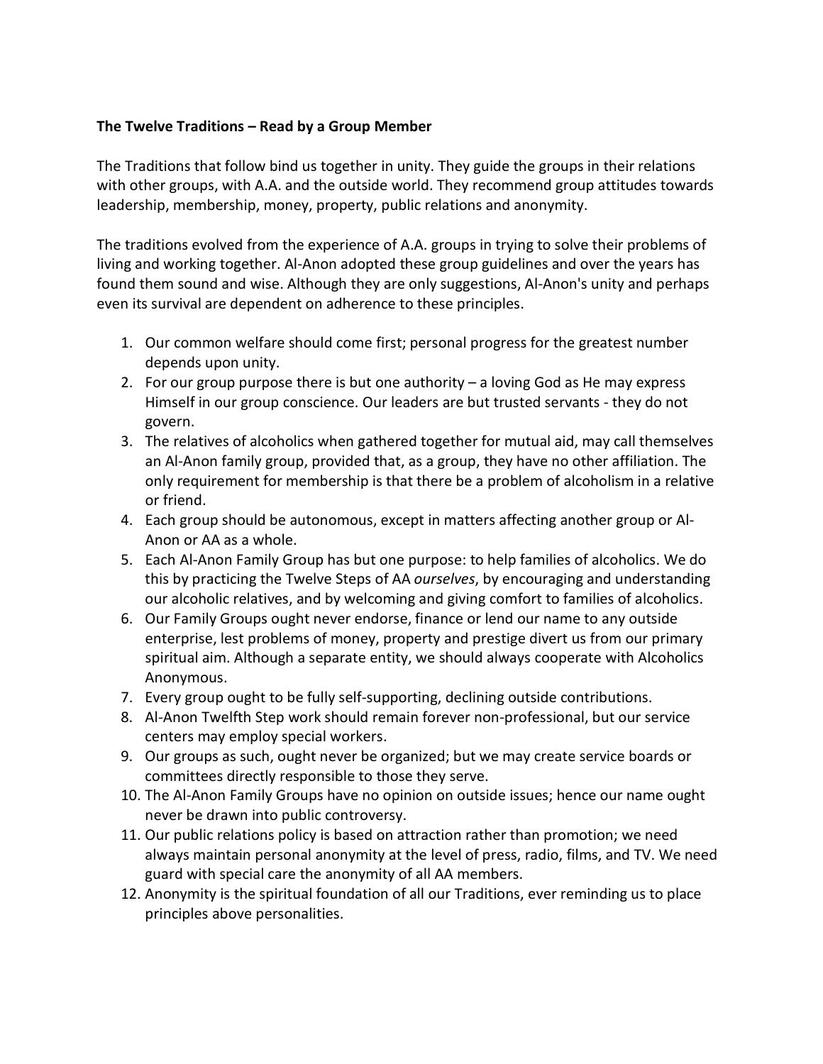**The Twelve Traditions – Read by a Group Member**

The Traditions that follow bind us together in unity. They guide the groups in their relations with other groups, with A.A. and the outside world. They recommend group attitudes towards leadership, membership, money, property, public relations and anonymity.

The traditions evolved from the experience of A.A. groups in trying to solve their problems of living and working together. Al-Anon adopted these group guidelines and over the years has found them sound and wise. Although they are only suggestions, Al-Anon's unity and perhaps even its survival are dependent on adherence to these principles.

1. Our common welfare should come first; personal progress for the greatest number depends upon unity.
2. For our group purpose there is but one authority – a loving God as He may express Himself in our group conscience. Our leaders are but trusted servants - they do not govern.
3. The relatives of alcoholics when gathered together for mutual aid, may call themselves an Al-Anon family group, provided that, as a group, they have no other affiliation. The only requirement for membership is that there be a problem of alcoholism in a relative or friend.
4. Each group should be autonomous, except in matters affecting another group or Al-Anon or AA as a whole.
5. Each Al-Anon Family Group has but one purpose: to help families of alcoholics. We do this by practicing the Twelve Steps of AA *ourselves*, by encouraging and understanding our alcoholic relatives, and by welcoming and giving comfort to families of alcoholics.
6. Our Family Groups ought never endorse, finance or lend our name to any outside enterprise, lest problems of money, property and prestige divert us from our primary spiritual aim. Although a separate entity, we should always cooperate with Alcoholics Anonymous.
7. Every group ought to be fully self-supporting, declining outside contributions.
8. Al-Anon Twelfth Step work should remain forever non-professional, but our service centers may employ special workers.
9. Our groups as such, ought never be organized; but we may create service boards or committees directly responsible to those they serve.
10. The Al-Anon Family Groups have no opinion on outside issues; hence our name ought never be drawn into public controversy.
11. Our public relations policy is based on attraction rather than promotion; we need always maintain personal anonymity at the level of press, radio, films, and TV. We need guard with special care the anonymity of all AA members.
12. Anonymity is the spiritual foundation of all our Traditions, ever reminding us to place principles above personalities.